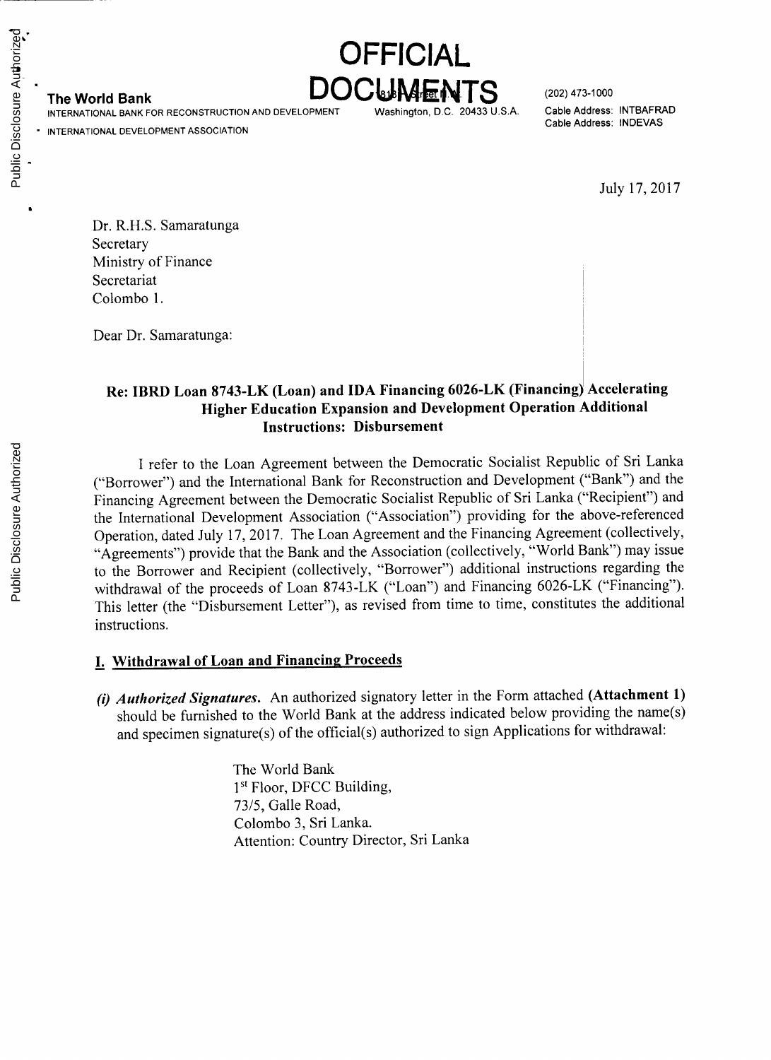# OFFICIAL DOCUMENTS

**The World Bank**
INTERNATIONAL BANK FOR RECONSTRUCTION AND DEVELOPMENT
INTERNATIONAL DEVELOPMENT ASSOCIATION

1818 H Street N.W.
Washington, D.C. 20433 U.S.A.

(202) 473-1000
Cable Address: INTBAFRAD
Cable Address: INDEVAS

July 17, 2017

Dr. R.H.S. Samaratunga
Secretary
Ministry of Finance
Secretariat
Colombo 1.

Dear Dr. Samaratunga:

**Re: IBRD Loan 8743-LK (Loan) and IDA Financing 6026-LK (Financing) Accelerating Higher Education Expansion and Development Operation Additional Instructions: Disbursement**

I refer to the Loan Agreement between the Democratic Socialist Republic of Sri Lanka ("Borrower") and the International Bank for Reconstruction and Development ("Bank") and the Financing Agreement between the Democratic Socialist Republic of Sri Lanka ("Recipient") and the International Development Association ("Association") providing for the above-referenced Operation, dated July 17, 2017. The Loan Agreement and the Financing Agreement (collectively, "Agreements") provide that the Bank and the Association (collectively, "World Bank") may issue to the Borrower and Recipient (collectively, "Borrower") additional instructions regarding the withdrawal of the proceeds of Loan 8743-LK ("Loan") and Financing 6026-LK ("Financing"). This letter (the "Disbursement Letter"), as revised from time to time, constitutes the additional instructions.

## I. Withdrawal of Loan and Financing Proceeds

*(i)* ***Authorized Signatures.*** An authorized signatory letter in the Form attached **(Attachment 1)** should be furnished to the World Bank at the address indicated below providing the name(s) and specimen signature(s) of the official(s) authorized to sign Applications for withdrawal:

The World Bank
1st Floor, DFCC Building,
73/5, Galle Road,
Colombo 3, Sri Lanka.
Attention: Country Director, Sri Lanka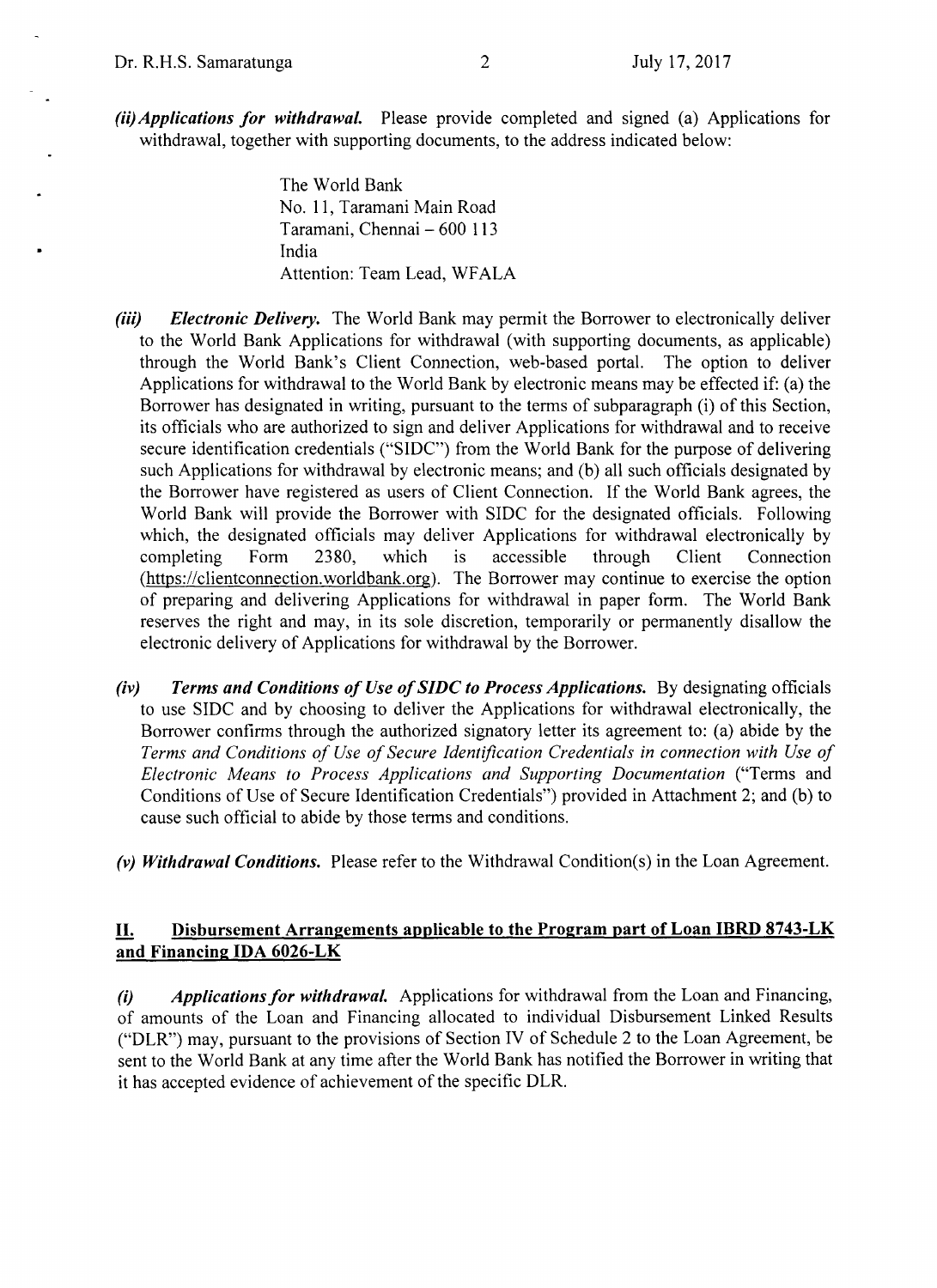***(ii) Applications for withdrawal.*** Please provide completed and signed (a) Applications for withdrawal, together with supporting documents, to the address indicated below:

> The World Bank
> No. 11, Taramani Main Road
> Taramani, Chennai – 600 113
> India
> Attention: Team Lead, WFALA

***(iii) Electronic Delivery.*** The World Bank may permit the Borrower to electronically deliver to the World Bank Applications for withdrawal (with supporting documents, as applicable) through the World Bank's Client Connection, web-based portal. The option to deliver Applications for withdrawal to the World Bank by electronic means may be effected if: (a) the Borrower has designated in writing, pursuant to the terms of subparagraph (i) of this Section, its officials who are authorized to sign and deliver Applications for withdrawal and to receive secure identification credentials ("SIDC") from the World Bank for the purpose of delivering such Applications for withdrawal by electronic means; and (b) all such officials designated by the Borrower have registered as users of Client Connection. If the World Bank agrees, the World Bank will provide the Borrower with SIDC for the designated officials. Following which, the designated officials may deliver Applications for withdrawal electronically by completing Form 2380, which is accessible through Client Connection (https://clientconnection.worldbank.org). The Borrower may continue to exercise the option of preparing and delivering Applications for withdrawal in paper form. The World Bank reserves the right and may, in its sole discretion, temporarily or permanently disallow the electronic delivery of Applications for withdrawal by the Borrower.

***(iv) Terms and Conditions of Use of SIDC to Process Applications.*** By designating officials to use SIDC and by choosing to deliver the Applications for withdrawal electronically, the Borrower confirms through the authorized signatory letter its agreement to: (a) abide by the *Terms and Conditions of Use of Secure Identification Credentials in connection with Use of Electronic Means to Process Applications and Supporting Documentation* ("Terms and Conditions of Use of Secure Identification Credentials") provided in Attachment 2; and (b) to cause such official to abide by those terms and conditions.

***(v) Withdrawal Conditions.*** Please refer to the Withdrawal Condition(s) in the Loan Agreement.

## II. Disbursement Arrangements applicable to the Program part of Loan IBRD 8743-LK and Financing IDA 6026-LK

***(i) Applications for withdrawal.*** Applications for withdrawal from the Loan and Financing, of amounts of the Loan and Financing allocated to individual Disbursement Linked Results ("DLR") may, pursuant to the provisions of Section IV of Schedule 2 to the Loan Agreement, be sent to the World Bank at any time after the World Bank has notified the Borrower in writing that it has accepted evidence of achievement of the specific DLR.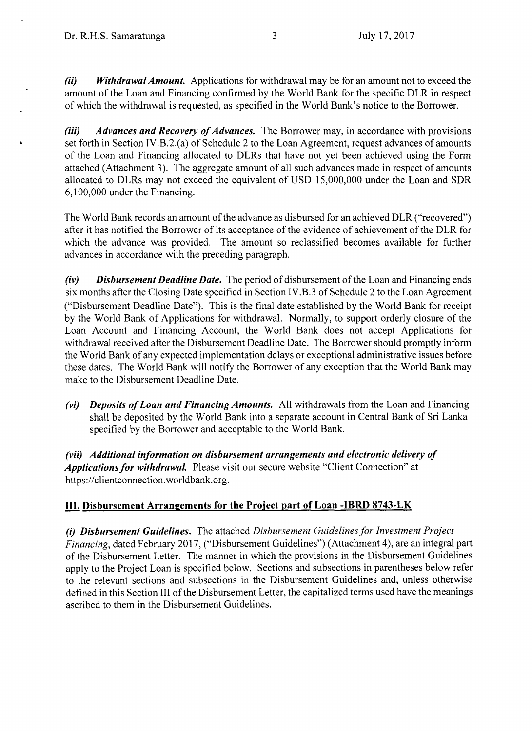***(ii) Withdrawal Amount.*** Applications for withdrawal may be for an amount not to exceed the amount of the Loan and Financing confirmed by the World Bank for the specific DLR in respect of which the withdrawal is requested, as specified in the World Bank's notice to the Borrower.

***(iii) Advances and Recovery of Advances.*** The Borrower may, in accordance with provisions set forth in Section IV.B.2.(a) of Schedule 2 to the Loan Agreement, request advances of amounts of the Loan and Financing allocated to DLRs that have not yet been achieved using the Form attached (Attachment 3). The aggregate amount of all such advances made in respect of amounts allocated to DLRs may not exceed the equivalent of USD 15,000,000 under the Loan and SDR 6,100,000 under the Financing.

The World Bank records an amount of the advance as disbursed for an achieved DLR ("recovered") after it has notified the Borrower of its acceptance of the evidence of achievement of the DLR for which the advance was provided. The amount so reclassified becomes available for further advances in accordance with the preceding paragraph.

***(iv) Disbursement Deadline Date.*** The period of disbursement of the Loan and Financing ends six months after the Closing Date specified in Section IV.B.3 of Schedule 2 to the Loan Agreement ("Disbursement Deadline Date"). This is the final date established by the World Bank for receipt by the World Bank of Applications for withdrawal. Normally, to support orderly closure of the Loan Account and Financing Account, the World Bank does not accept Applications for withdrawal received after the Disbursement Deadline Date. The Borrower should promptly inform the World Bank of any expected implementation delays or exceptional administrative issues before these dates. The World Bank will notify the Borrower of any exception that the World Bank may make to the Disbursement Deadline Date.

***(vi) Deposits of Loan and Financing Amounts.*** All withdrawals from the Loan and Financing shall be deposited by the World Bank into a separate account in Central Bank of Sri Lanka specified by the Borrower and acceptable to the World Bank.

***(vii) Additional information on disbursement arrangements and electronic delivery of Applications for withdrawal.*** Please visit our secure website "Client Connection" at https://clientconnection.worldbank.org.

## III. Disbursement Arrangements for the Project part of Loan -IBRD 8743-LK

***(i) Disbursement Guidelines.*** The attached *Disbursement Guidelines for Investment Project Financing*, dated February 2017, ("Disbursement Guidelines") (Attachment 4), are an integral part of the Disbursement Letter. The manner in which the provisions in the Disbursement Guidelines apply to the Project Loan is specified below. Sections and subsections in parentheses below refer to the relevant sections and subsections in the Disbursement Guidelines and, unless otherwise defined in this Section III of the Disbursement Letter, the capitalized terms used have the meanings ascribed to them in the Disbursement Guidelines.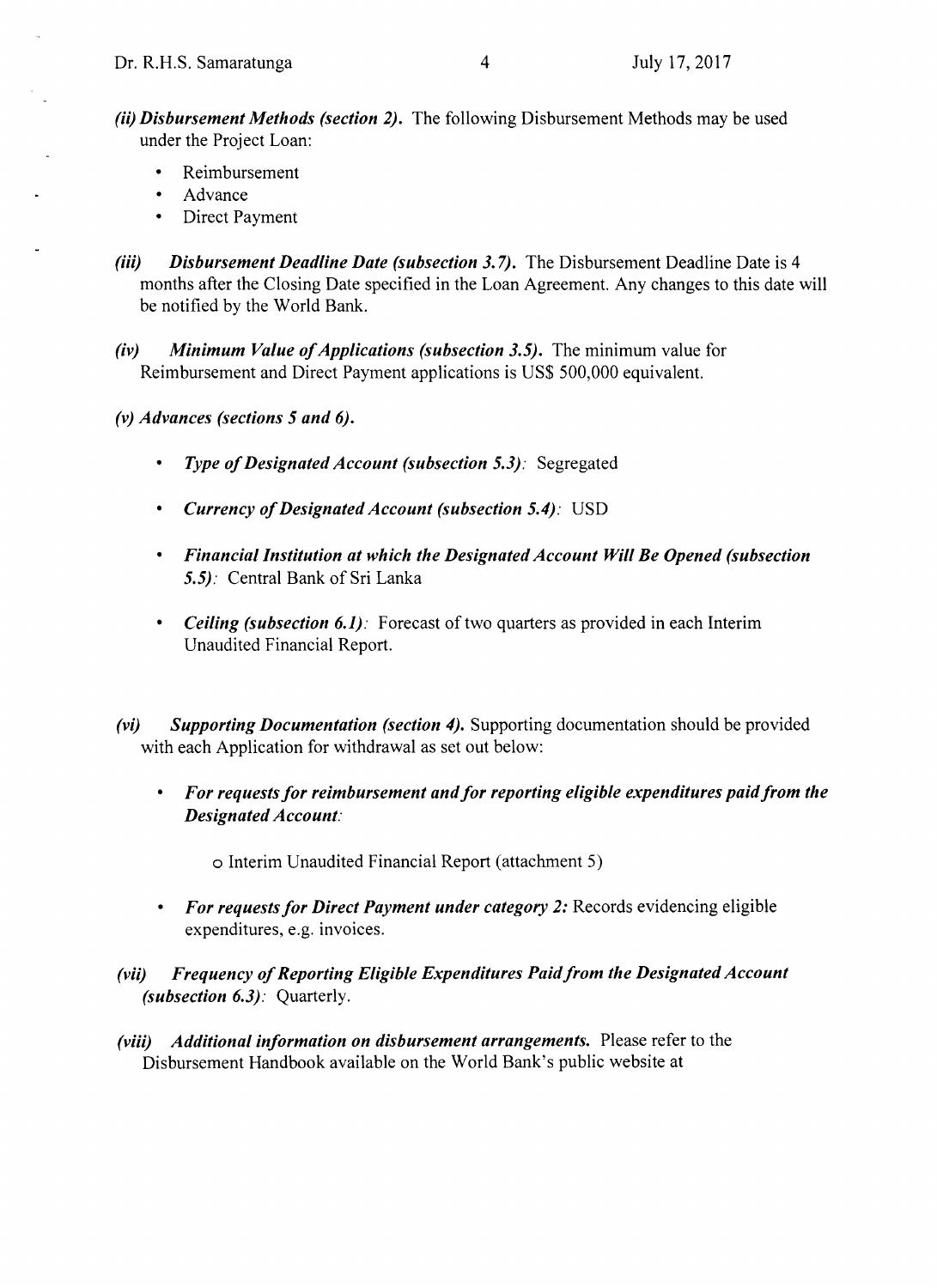***(ii) Disbursement Methods (section 2).*** The following Disbursement Methods may be used under the Project Loan:

- Reimbursement
- Advance
- Direct Payment

***(iii) Disbursement Deadline Date (subsection 3.7).*** The Disbursement Deadline Date is 4 months after the Closing Date specified in the Loan Agreement. Any changes to this date will be notified by the World Bank.

***(iv) Minimum Value of Applications (subsection 3.5).*** The minimum value for Reimbursement and Direct Payment applications is US$ 500,000 equivalent.

***(v) Advances (sections 5 and 6).***

- ***Type of Designated Account (subsection 5.3)***: Segregated
- ***Currency of Designated Account (subsection 5.4)***: USD
- ***Financial Institution at which the Designated Account Will Be Opened (subsection 5.5)***: Central Bank of Sri Lanka
- ***Ceiling (subsection 6.1)***: Forecast of two quarters as provided in each Interim Unaudited Financial Report.

***(vi) Supporting Documentation (section 4).*** Supporting documentation should be provided with each Application for withdrawal as set out below:

- ***For requests for reimbursement and for reporting eligible expenditures paid from the Designated Account***:
  - Interim Unaudited Financial Report (attachment 5)
- ***For requests for Direct Payment under category 2:*** Records evidencing eligible expenditures, e.g. invoices.

***(vii) Frequency of Reporting Eligible Expenditures Paid from the Designated Account (subsection 6.3)***: Quarterly.

***(viii) Additional information on disbursement arrangements.*** Please refer to the Disbursement Handbook available on the World Bank's public website at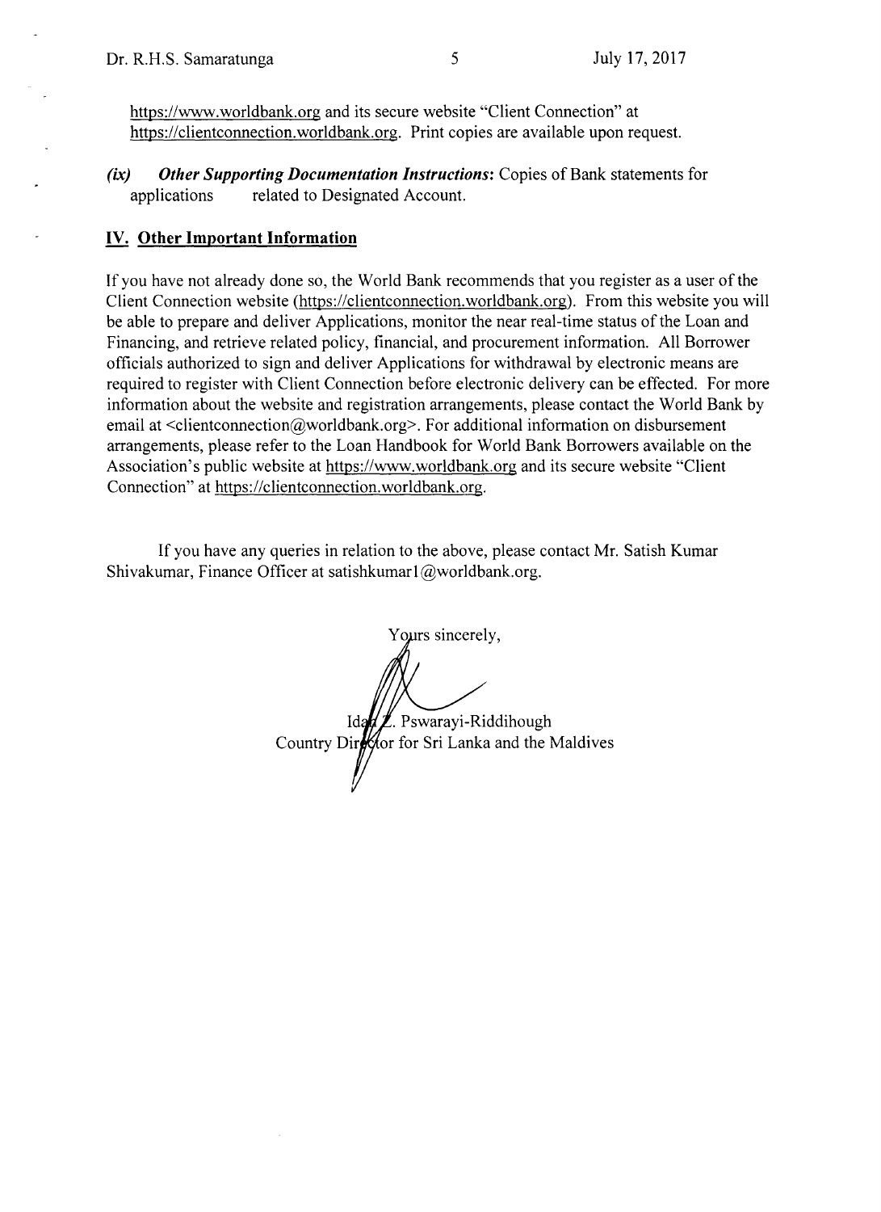https://www.worldbank.org and its secure website "Client Connection" at https://clientconnection.worldbank.org. Print copies are available upon request.

*(ix)* ***Other Supporting Documentation Instructions:*** Copies of Bank statements for applications related to Designated Account.

## IV. Other Important Information

If you have not already done so, the World Bank recommends that you register as a user of the Client Connection website (https://clientconnection.worldbank.org). From this website you will be able to prepare and deliver Applications, monitor the near real-time status of the Loan and Financing, and retrieve related policy, financial, and procurement information. All Borrower officials authorized to sign and deliver Applications for withdrawal by electronic means are required to register with Client Connection before electronic delivery can be effected. For more information about the website and registration arrangements, please contact the World Bank by email at <clientconnection@worldbank.org>. For additional information on disbursement arrangements, please refer to the Loan Handbook for World Bank Borrowers available on the Association's public website at https://www.worldbank.org and its secure website "Client Connection" at https://clientconnection.worldbank.org.

If you have any queries in relation to the above, please contact Mr. Satish Kumar Shivakumar, Finance Officer at satishkumar1@worldbank.org.

Yours sincerely,

Idah Z. Pswarayi-Riddihough
Country Director for Sri Lanka and the Maldives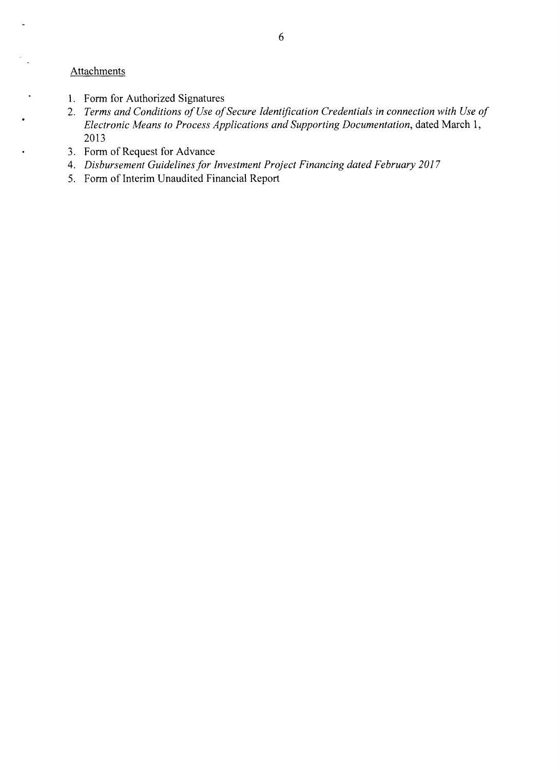Attachments

1. Form for Authorized Signatures
2. *Terms and Conditions of Use of Secure Identification Credentials in connection with Use of Electronic Means to Process Applications and Supporting Documentation*, dated March 1, 2013
3. Form of Request for Advance
4. *Disbursement Guidelines for Investment Project Financing dated February 2017*
5. Form of Interim Unaudited Financial Report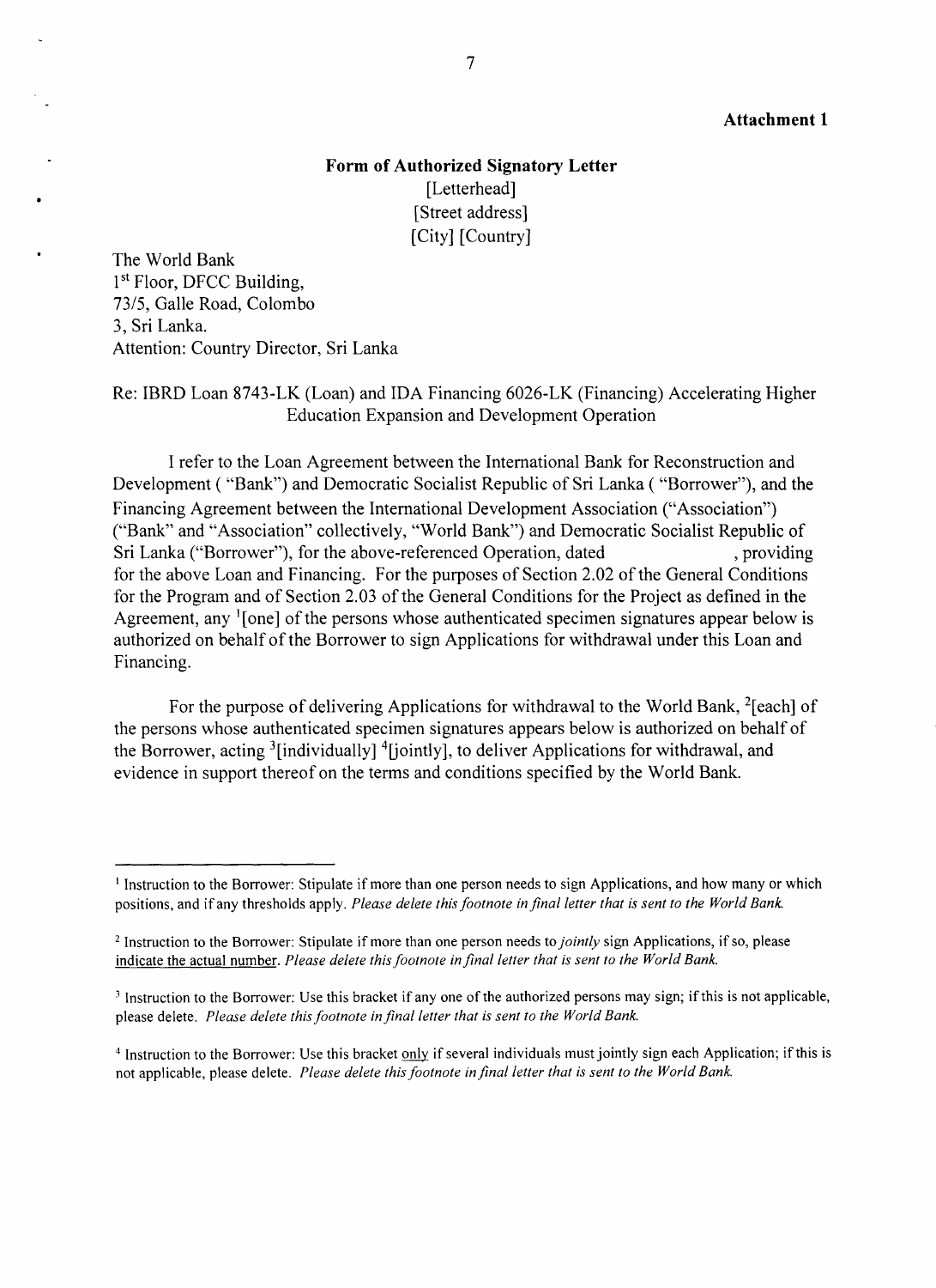**Attachment 1**

**Form of Authorized Signatory Letter**
[Letterhead]
[Street address]
[City] [Country]

The World Bank
1st Floor, DFCC Building,
73/5, Galle Road, Colombo
3, Sri Lanka.
Attention: Country Director, Sri Lanka

Re: IBRD Loan 8743-LK (Loan) and IDA Financing 6026-LK (Financing) Accelerating Higher Education Expansion and Development Operation

I refer to the Loan Agreement between the International Bank for Reconstruction and Development ( "Bank") and Democratic Socialist Republic of Sri Lanka ( "Borrower"), and the Financing Agreement between the International Development Association ("Association") ("Bank" and "Association" collectively, "World Bank") and Democratic Socialist Republic of Sri Lanka ("Borrower"), for the above-referenced Operation, dated , providing for the above Loan and Financing. For the purposes of Section 2.02 of the General Conditions for the Program and of Section 2.03 of the General Conditions for the Project as defined in the Agreement, any [1][one] of the persons whose authenticated specimen signatures appear below is authorized on behalf of the Borrower to sign Applications for withdrawal under this Loan and Financing.

For the purpose of delivering Applications for withdrawal to the World Bank, [2][each] of the persons whose authenticated specimen signatures appears below is authorized on behalf of the Borrower, acting [3][individually] [4][jointly], to deliver Applications for withdrawal, and evidence in support thereof on the terms and conditions specified by the World Bank.

---

[1] Instruction to the Borrower: Stipulate if more than one person needs to sign Applications, and how many or which positions, and if any thresholds apply. *Please delete this footnote in final letter that is sent to the World Bank.*

[2] Instruction to the Borrower: Stipulate if more than one person needs to *jointly* sign Applications, if so, please indicate the actual number. *Please delete this footnote in final letter that is sent to the World Bank.*

[3] Instruction to the Borrower: Use this bracket if any one of the authorized persons may sign; if this is not applicable, please delete. *Please delete this footnote in final letter that is sent to the World Bank.*

[4] Instruction to the Borrower: Use this bracket only if several individuals must jointly sign each Application; if this is not applicable, please delete. *Please delete this footnote in final letter that is sent to the World Bank.*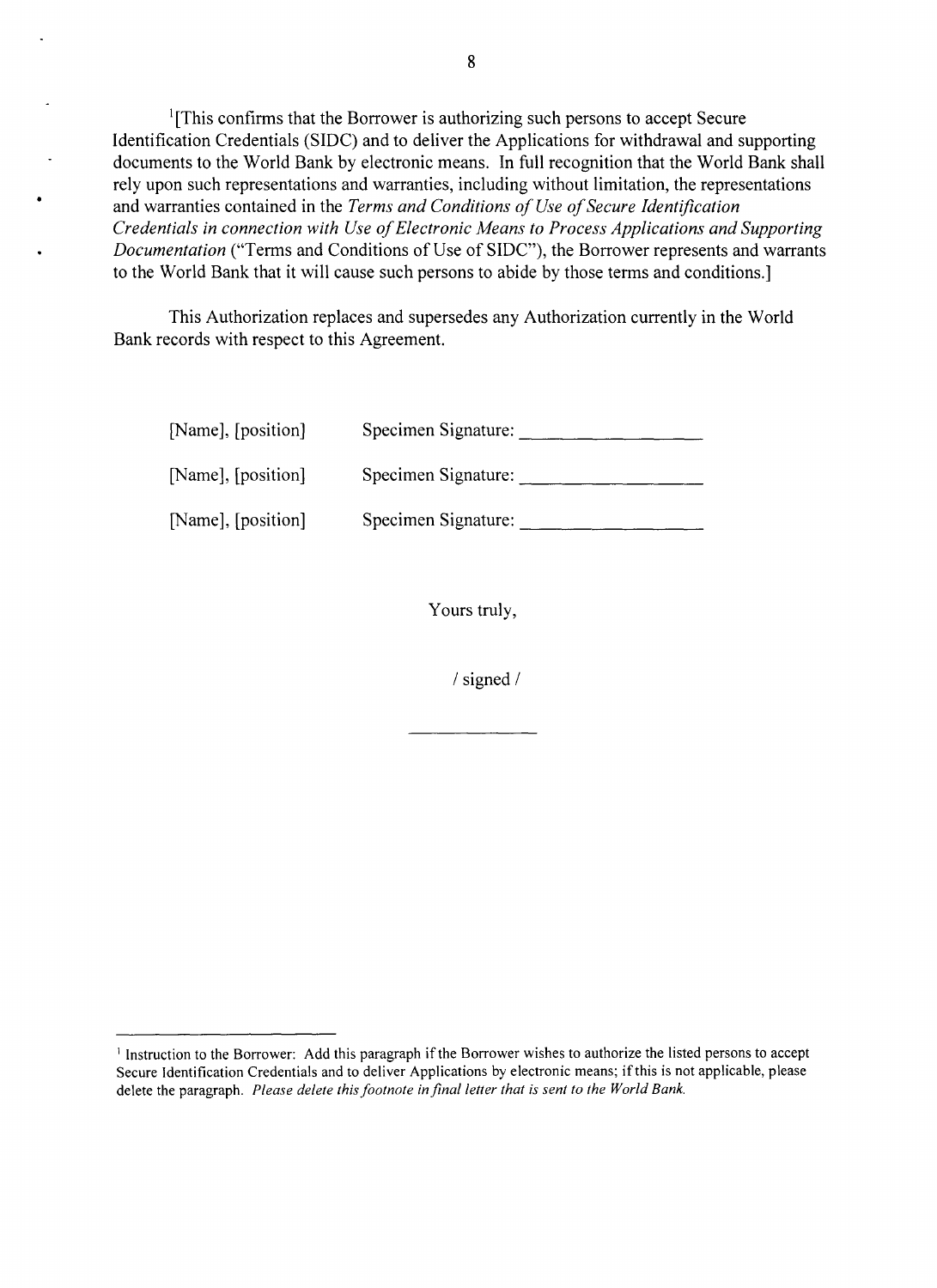[1][This confirms that the Borrower is authorizing such persons to accept Secure Identification Credentials (SIDC) and to deliver the Applications for withdrawal and supporting documents to the World Bank by electronic means. In full recognition that the World Bank shall rely upon such representations and warranties, including without limitation, the representations and warranties contained in the *Terms and Conditions of Use of Secure Identification Credentials in connection with Use of Electronic Means to Process Applications and Supporting Documentation* ("Terms and Conditions of Use of SIDC"), the Borrower represents and warrants to the World Bank that it will cause such persons to abide by those terms and conditions.]

This Authorization replaces and supersedes any Authorization currently in the World Bank records with respect to this Agreement.

[Name], [position] Specimen Signature: ___________________

[Name], [position] Specimen Signature: ___________________

[Name], [position] Specimen Signature: ___________________

Yours truly,

/ signed /

---

[1] Instruction to the Borrower: Add this paragraph if the Borrower wishes to authorize the listed persons to accept Secure Identification Credentials and to deliver Applications by electronic means; if this is not applicable, please delete the paragraph. *Please delete this footnote in final letter that is sent to the World Bank.*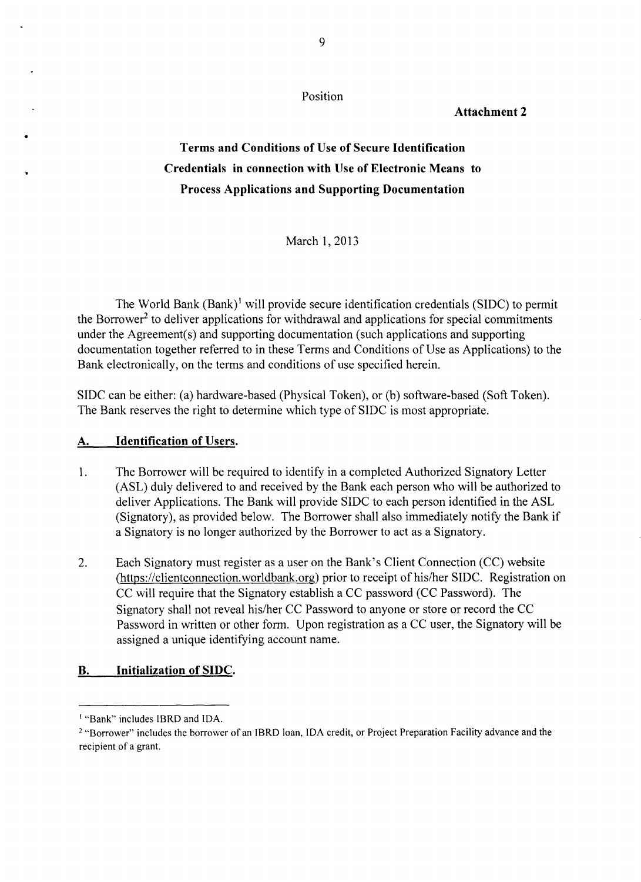Position

**Attachment 2**

# Terms and Conditions of Use of Secure Identification Credentials in connection with Use of Electronic Means to Process Applications and Supporting Documentation

March 1, 2013

The World Bank (Bank)[1] will provide secure identification credentials (SIDC) to permit the Borrower[2] to deliver applications for withdrawal and applications for special commitments under the Agreement(s) and supporting documentation (such applications and supporting documentation together referred to in these Terms and Conditions of Use as Applications) to the Bank electronically, on the terms and conditions of use specified herein.

SIDC can be either: (a) hardware-based (Physical Token), or (b) software-based (Soft Token). The Bank reserves the right to determine which type of SIDC is most appropriate.

## A. Identification of Users.

1. The Borrower will be required to identify in a completed Authorized Signatory Letter (ASL) duly delivered to and received by the Bank each person who will be authorized to deliver Applications. The Bank will provide SIDC to each person identified in the ASL (Signatory), as provided below. The Borrower shall also immediately notify the Bank if a Signatory is no longer authorized by the Borrower to act as a Signatory.

2. Each Signatory must register as a user on the Bank's Client Connection (CC) website (https://clientconnection.worldbank.org) prior to receipt of his/her SIDC. Registration on CC will require that the Signatory establish a CC password (CC Password). The Signatory shall not reveal his/her CC Password to anyone or store or record the CC Password in written or other form. Upon registration as a CC user, the Signatory will be assigned a unique identifying account name.

## B. Initialization of SIDC.

---

[1] "Bank" includes IBRD and IDA.

[2] "Borrower" includes the borrower of an IBRD loan, IDA credit, or Project Preparation Facility advance and the recipient of a grant.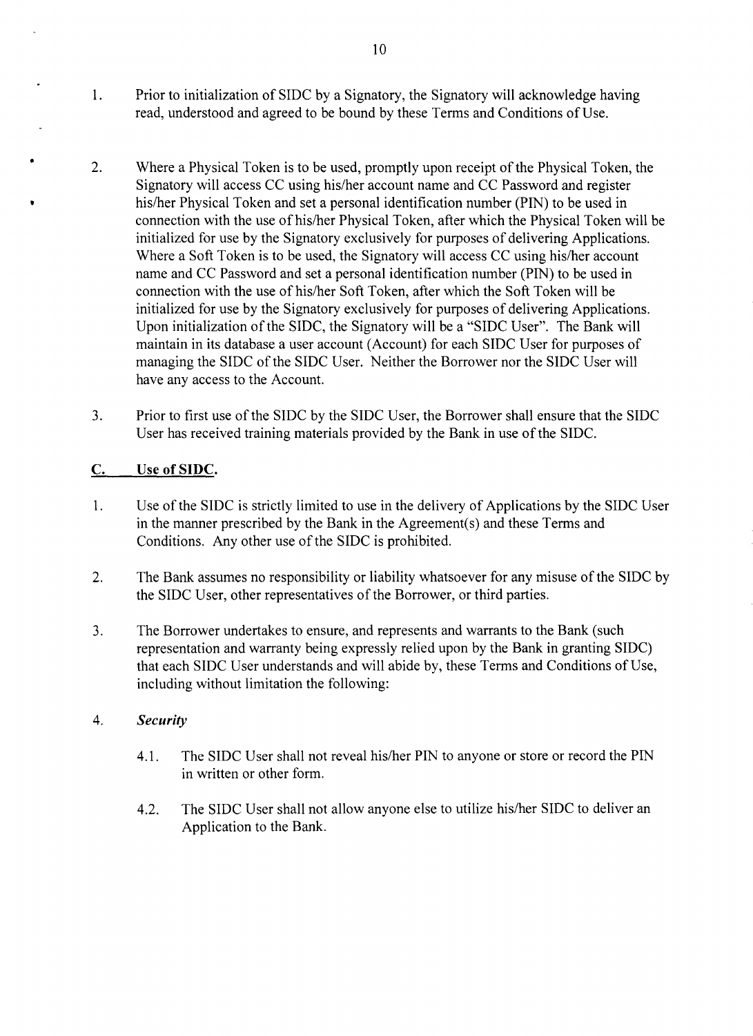1. Prior to initialization of SIDC by a Signatory, the Signatory will acknowledge having read, understood and agreed to be bound by these Terms and Conditions of Use.

2. Where a Physical Token is to be used, promptly upon receipt of the Physical Token, the Signatory will access CC using his/her account name and CC Password and register his/her Physical Token and set a personal identification number (PIN) to be used in connection with the use of his/her Physical Token, after which the Physical Token will be initialized for use by the Signatory exclusively for purposes of delivering Applications. Where a Soft Token is to be used, the Signatory will access CC using his/her account name and CC Password and set a personal identification number (PIN) to be used in connection with the use of his/her Soft Token, after which the Soft Token will be initialized for use by the Signatory exclusively for purposes of delivering Applications. Upon initialization of the SIDC, the Signatory will be a "SIDC User". The Bank will maintain in its database a user account (Account) for each SIDC User for purposes of managing the SIDC of the SIDC User. Neither the Borrower nor the SIDC User will have any access to the Account.

3. Prior to first use of the SIDC by the SIDC User, the Borrower shall ensure that the SIDC User has received training materials provided by the Bank in use of the SIDC.

## C. Use of SIDC.

1. Use of the SIDC is strictly limited to use in the delivery of Applications by the SIDC User in the manner prescribed by the Bank in the Agreement(s) and these Terms and Conditions. Any other use of the SIDC is prohibited.

2. The Bank assumes no responsibility or liability whatsoever for any misuse of the SIDC by the SIDC User, other representatives of the Borrower, or third parties.

3. The Borrower undertakes to ensure, and represents and warrants to the Bank (such representation and warranty being expressly relied upon by the Bank in granting SIDC) that each SIDC User understands and will abide by, these Terms and Conditions of Use, including without limitation the following:

4. ***Security***

   4.1. The SIDC User shall not reveal his/her PIN to anyone or store or record the PIN in written or other form.

   4.2. The SIDC User shall not allow anyone else to utilize his/her SIDC to deliver an Application to the Bank.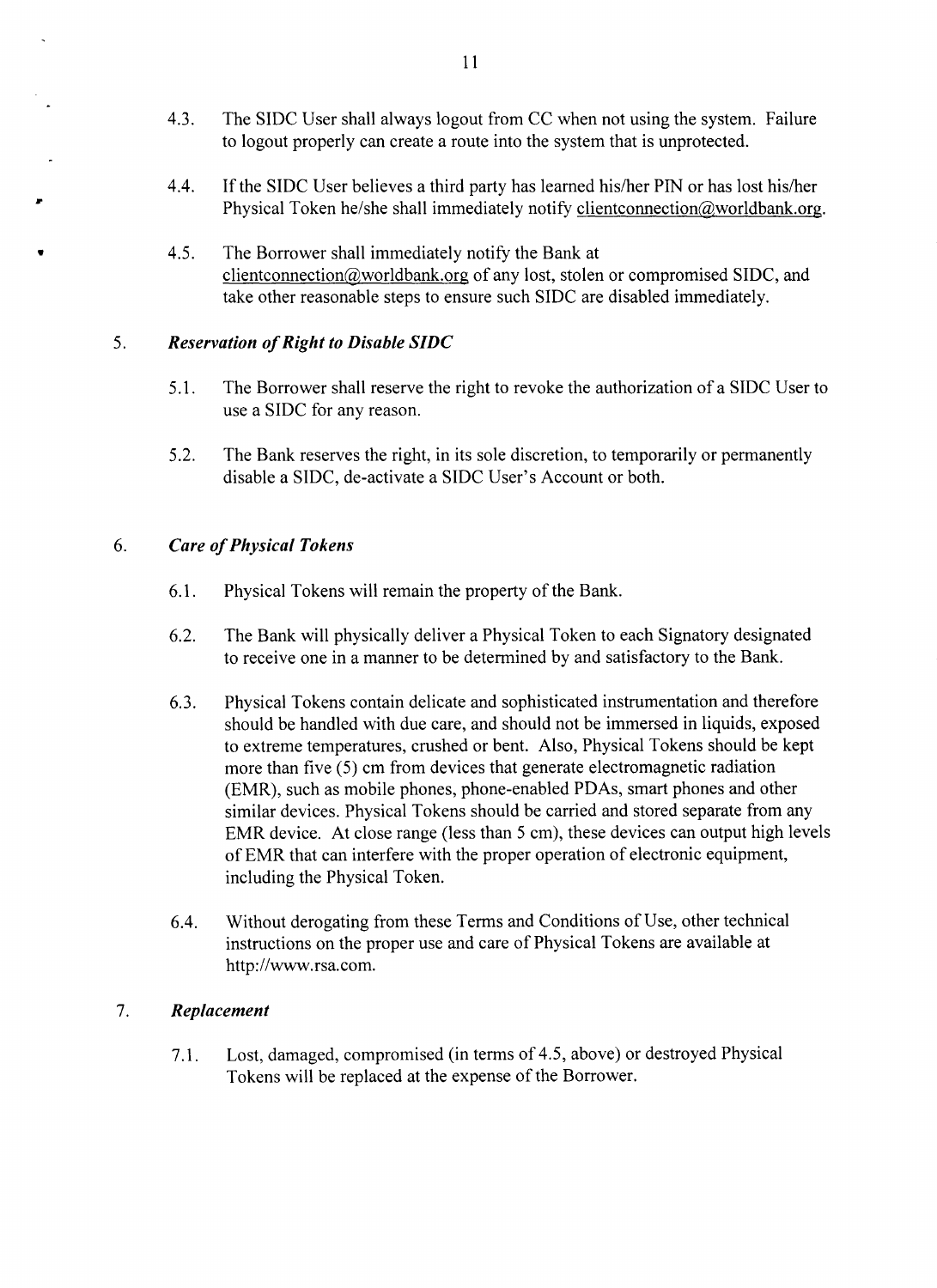4.3. The SIDC User shall always logout from CC when not using the system. Failure to logout properly can create a route into the system that is unprotected.

4.4. If the SIDC User believes a third party has learned his/her PIN or has lost his/her Physical Token he/she shall immediately notify clientconnection@worldbank.org.

4.5. The Borrower shall immediately notify the Bank at clientconnection@worldbank.org of any lost, stolen or compromised SIDC, and take other reasonable steps to ensure such SIDC are disabled immediately.

5. ***Reservation of Right to Disable SIDC***

5.1. The Borrower shall reserve the right to revoke the authorization of a SIDC User to use a SIDC for any reason.

5.2. The Bank reserves the right, in its sole discretion, to temporarily or permanently disable a SIDC, de-activate a SIDC User's Account or both.

6. ***Care of Physical Tokens***

6.1. Physical Tokens will remain the property of the Bank.

6.2. The Bank will physically deliver a Physical Token to each Signatory designated to receive one in a manner to be determined by and satisfactory to the Bank.

6.3. Physical Tokens contain delicate and sophisticated instrumentation and therefore should be handled with due care, and should not be immersed in liquids, exposed to extreme temperatures, crushed or bent. Also, Physical Tokens should be kept more than five (5) cm from devices that generate electromagnetic radiation (EMR), such as mobile phones, phone-enabled PDAs, smart phones and other similar devices. Physical Tokens should be carried and stored separate from any EMR device. At close range (less than 5 cm), these devices can output high levels of EMR that can interfere with the proper operation of electronic equipment, including the Physical Token.

6.4. Without derogating from these Terms and Conditions of Use, other technical instructions on the proper use and care of Physical Tokens are available at http://www.rsa.com.

7. ***Replacement***

7.1. Lost, damaged, compromised (in terms of 4.5, above) or destroyed Physical Tokens will be replaced at the expense of the Borrower.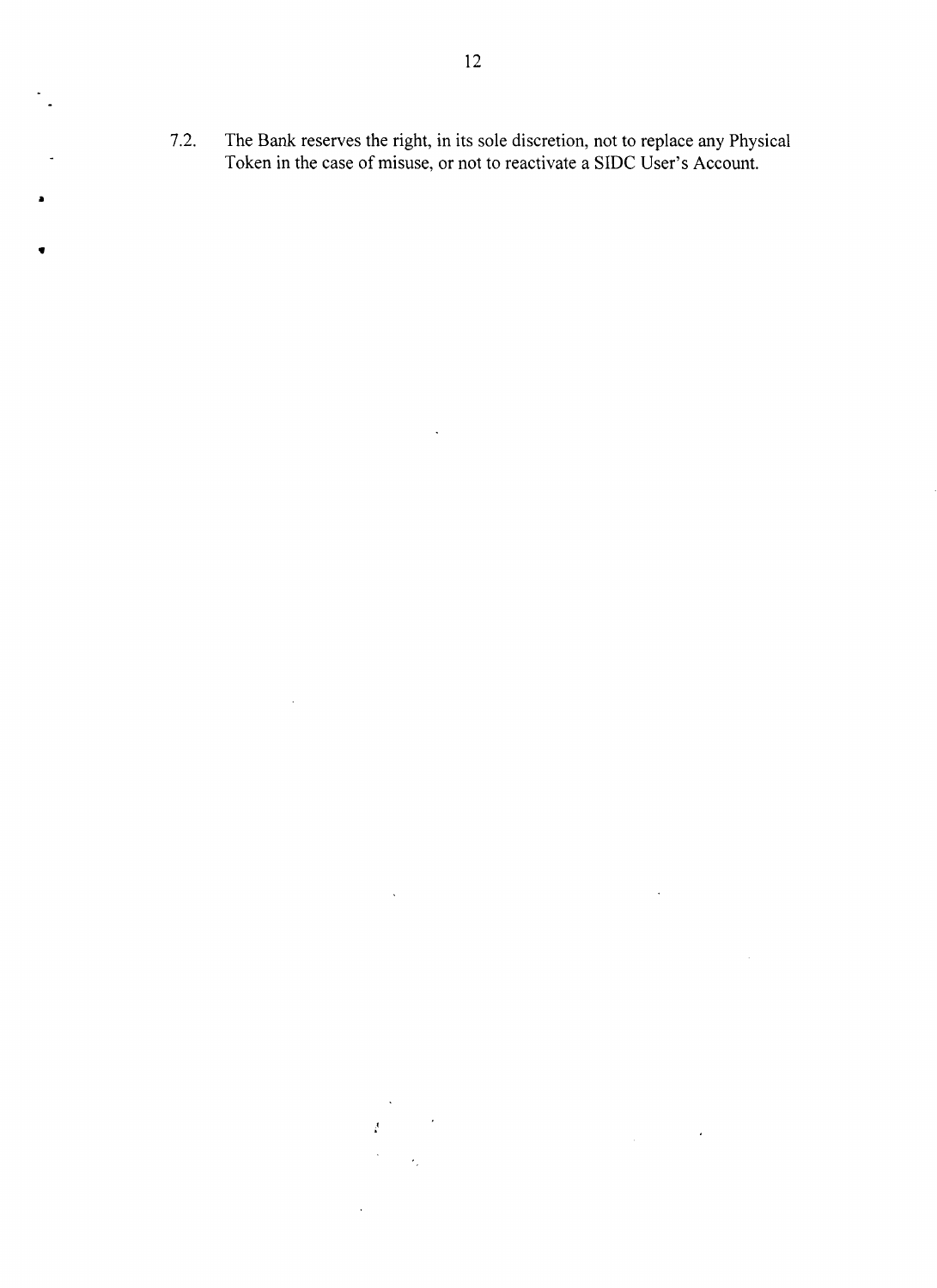7.2. The Bank reserves the right, in its sole discretion, not to replace any Physical Token in the case of misuse, or not to reactivate a SIDC User's Account.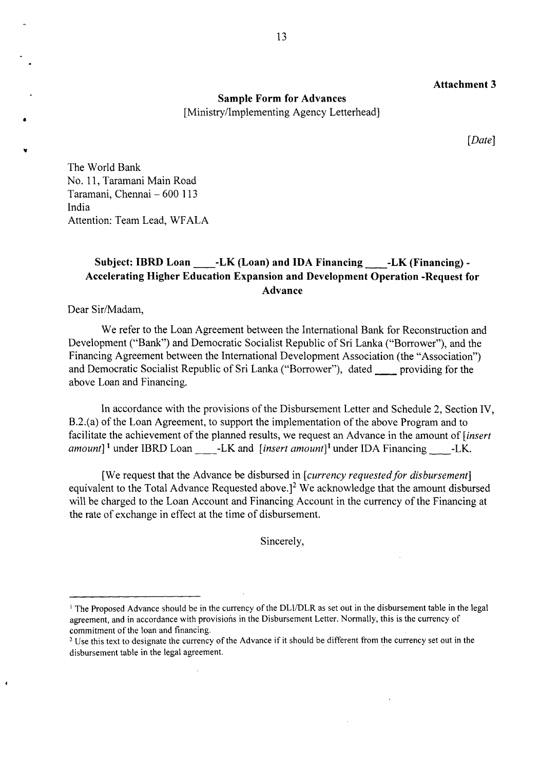**Attachment 3**

**Sample Form for Advances**

[Ministry/Implementing Agency Letterhead]

*[Date]*

The World Bank
No. 11, Taramani Main Road
Taramani, Chennai – 600 113
India
Attention: Team Lead, WFALA

**Subject: IBRD Loan ____-LK (Loan) and IDA Financing ____-LK (Financing) - Accelerating Higher Education Expansion and Development Operation -Request for Advance**

Dear Sir/Madam,

We refer to the Loan Agreement between the International Bank for Reconstruction and Development ("Bank") and Democratic Socialist Republic of Sri Lanka ("Borrower"), and the Financing Agreement between the International Development Association (the "Association") and Democratic Socialist Republic of Sri Lanka ("Borrower"), dated ____ providing for the above Loan and Financing.

In accordance with the provisions of the Disbursement Letter and Schedule 2, Section IV, B.2.(a) of the Loan Agreement, to support the implementation of the above Program and to facilitate the achievement of the planned results, we request an Advance in the amount of *[insert amount]*[1] under IBRD Loan ____-LK and *[insert amount]*[1] under IDA Financing ____-LK.

[We request that the Advance be disbursed in *[currency requested for disbursement]* equivalent to the Total Advance Requested above.][2] We acknowledge that the amount disbursed will be charged to the Loan Account and Financing Account in the currency of the Financing at the rate of exchange in effect at the time of disbursement.

Sincerely,

---

[1] The Proposed Advance should be in the currency of the DLI/DLR as set out in the disbursement table in the legal agreement, and in accordance with provisions in the Disbursement Letter. Normally, this is the currency of commitment of the loan and financing.

[2] Use this text to designate the currency of the Advance if it should be different from the currency set out in the disbursement table in the legal agreement.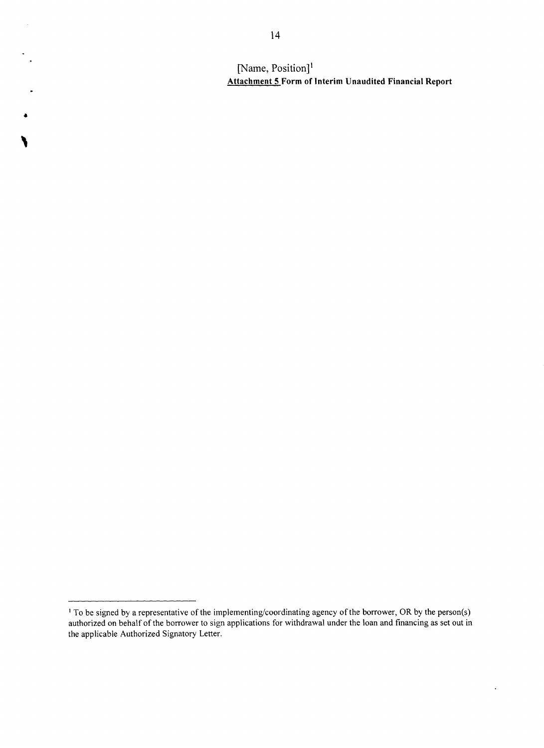[Name, Position][1]

**Attachment 5 Form of Interim Unaudited Financial Report**

[1] To be signed by a representative of the implementing/coordinating agency of the borrower, OR by the person(s) authorized on behalf of the borrower to sign applications for withdrawal under the loan and financing as set out in the applicable Authorized Signatory Letter.